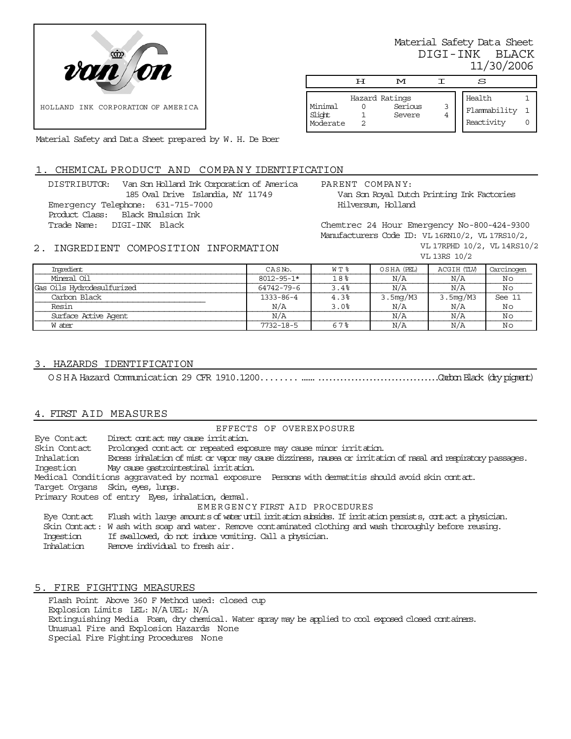HOLLAND INK CORPORATION OF AMERICA

Material Safety Data Sheet
DIGI-INK BLACK
11/30/2006

| H | M | I | S |
|---|---|---|---|

| Hazard Ratings | | | |
|---|---|---|---|
| Minimal | 0 | Serious | 3 |
| Slight | 1 | Severe | 4 |
| Moderate | 2 | | |

| | |
|---|---|
| Health | 1 |
| Flammability | 1 |
| Reactivity | 0 |

Material Safety and Data Sheet prepared by W. H. De Boer

## 1. CHEMICAL PRODUCT AND COMPANY IDENTIFICATION

DISTRIBUTOR: Van Son Holland Ink Corporation of America
185 Oval Drive Islandia, NY 11749
Emergency Telephone: 631-715-7000
Product Class: Black Emulsion Ink
Trade Name: DIGI-INK Black

PARENT COMPANY:
Van Son Royal Dutch Printing Ink Factories
Hilversum, Holland

Chemtrec 24 Hour Emergency No-800-424-9300
Manufacturers Code ID: VL 16RN10/2, VL 17RS10/2, VL 17RPHD 10/2, VL 14RS10/2 VL 13RS 10/2

## 2. INGREDIENT COMPOSITION INFORMATION

| Ingredient | CAS No. | WT % | OSHA (PEL) | ACGIH (TLV) | Carcinogen |
|---|---|---|---|---|---|
| Mineral Oil | 8012-95-1* | 18% | N/A | N/A | No |
| Gas Oils Hydrodesulfurized | 64742-79-6 | 3.4% | N/A | N/A | No |
| Carbon Black | 1333-86-4 | 4.3% | 3.5mg/M3 | 3.5mg/M3 | See 11 |
| Resin | N/A | 3.0% | N/A | N/A | No |
| Surface Active Agent | N/A | | N/A | N/A | No |
| Water | 7732-18-5 | 67% | N/A | N/A | No |

## 3. HAZARDS IDENTIFICATION

OSHA Hazard Communication 29 CFR 1910.1200........ ...... ................................Carbon Black (dry pigment)

## 4. FIRST AID MEASURES

EFFECTS OF OVEREXPOSURE

Eye Contact Direct contact may cause irritation.
Skin Contact Prolonged contact or repeated exposure may cause minor irritation.
Inhalation Excess inhalation of mist or vapor may cause dizziness, nausea or irritation of nasal and respiratory passages.
Ingestion May cause gastrointestinal irritation.
Medical Conditions aggravated by normal exposure Persons with dermatitis should avoid skin contact.
Target Organs Skin, eyes, lungs.
Primary Routes of entry Eyes, inhalation, dermal.

EMERGENCY FIRST AID PROCEDURES

Eye Contact Flush with large amounts of water until irritation subsides. If irritation persists, contact a physician.
Skin Contact: Wash with soap and water. Remove contaminated clothing and wash thoroughly before reusing.
Ingestion If swallowed, do not induce vomiting. Call a physician.
Inhalation Remove individual to fresh air.

## 5. FIRE FIGHTING MEASURES

Flash Point Above 360 F Method used: closed cup
Explosion Limits LEL: N/A UEL: N/A
Extinguishing Media Foam, dry chemical. Water spray may be applied to cool exposed closed containers.
Unusual Fire and Explosion Hazards None
Special Fire Fighting Procedures None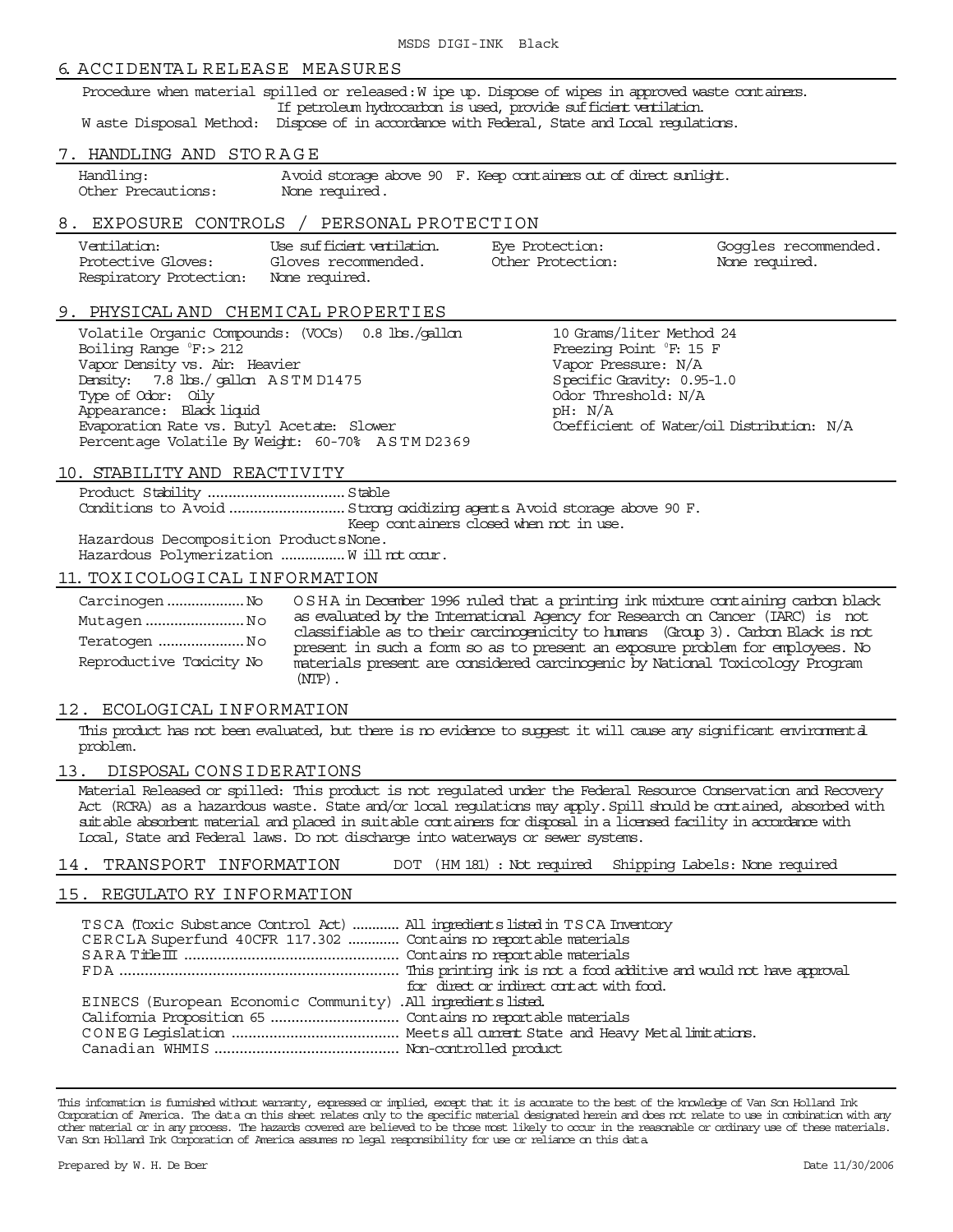## 6. ACCIDENTAL RELEASE MEASURES

Procedure when material spilled or released: Wipe up. Dispose of wipes in approved waste containers. If petroleum hydrocarbon is used, provide sufficient ventilation.

Waste Disposal Method: Dispose of in accordance with Federal, State and Local regulations.

## 7. HANDLING AND STORAGE

Handling: Avoid storage above 90 F. Keep containers out of direct sunlight.

Other Precautions: None required.

## 8. EXPOSURE CONTROLS / PERSONAL PROTECTION

| | | | |
|---|---|---|---|
| Ventilation: | Use sufficient ventilation. | Eye Protection: | Goggles recommended. |
| Protective Gloves: | Gloves recommended. | Other Protection: | None required. |
| Respiratory Protection: | None required. | | |

## 9. PHYSICAL AND CHEMICAL PROPERTIES

| | |
|---|---|
| Volatile Organic Compounds: (VOCs) 0.8 lbs./gallon | 10 Grams/liter Method 24 |
| Boiling Range °F: > 212 | Freezing Point °F: 15 F |
| Vapor Density vs. Air: Heavier | Vapor Pressure: N/A |
| Density: 7.8 lbs./gallon ASTM D1475 | Specific Gravity: 0.95-1.0 |
| Type of Odor: Oily | Odor Threshold: N/A |
| Appearance: Black liquid | pH: N/A |
| Evaporation Rate vs. Butyl Acetate: Slower | Coefficient of Water/oil Distribution: N/A |
| Percentage Volatile By Weight: 60-70% ASTM D2369 | |

## 10. STABILITY AND REACTIVITY

Product Stability .................................. Stable

Conditions to Avoid ............................ Strong oxidizing agents. Avoid storage above 90 F. Keep containers closed when not in use.

Hazardous Decomposition Products None.

Hazardous Polymerization ............... Will not occur.

## 11. TOXICOLOGICAL INFORMATION

Carcinogen .................. No

Mutagen ....................... No

Teratogen .................... No

Reproductive Toxicity No

OSHA in December 1996 ruled that a printing ink mixture containing carbon black as evaluated by the International Agency for Research on Cancer (IARC) is not classifiable as to their carcinogenicity to humans (Group 3). Carbon Black is not present in such a form so as to present an exposure problem for employees. No materials present are considered carcinogenic by National Toxicology Program (NTP).

## 12. ECOLOGICAL INFORMATION

This product has not been evaluated, but there is no evidence to suggest it will cause any significant environmental problem.

## 13. DISPOSAL CONSIDERATIONS

Material Released or spilled: This product is not regulated under the Federal Resource Conservation and Recovery Act (RCRA) as a hazardous waste. State and/or local regulations may apply. Spill should be contained, absorbed with suitable absorbent material and placed in suitable containers for disposal in a licensed facility in accordance with Local, State and Federal laws. Do not discharge into waterways or sewer systems.

## 14. TRANSPORT INFORMATION

DOT (HM 181): Not required   Shipping Labels: None required

## 15. REGULATORY INFORMATION

TSCA (Toxic Substance Control Act) ............ All ingredients listed in TSCA Inventory

CERCLA Superfund 40CFR 117.302 ............ Contains no reportable materials

SARA Title III .................................................. Contains no reportable materials

FDA ................................................................ This printing ink is not a food additive and would not have approval for direct or indirect contact with food.

EINECS (European Economic Community) . All ingredients listed.

California Proposition 65 ............................... Contains no reportable materials

CONEG Legislation ........................................ Meets all current State and Heavy Metal limitations.

Canadian WHMIS ........................................... Non-controlled product

---

This information is furnished without warranty, expressed or implied, except that it is accurate to the best of the knowledge of Van Son Holland Ink Corporation of America. The data on this sheet relates only to the specific material designated herein and does not relate to use in combination with any other material or in any process. The hazards covered are believed to be those most likely to occur in the reasonable or ordinary use of these materials. Van Son Holland Ink Corporation of America assumes no legal responsibility for use or reliance on this data.

Prepared by W. H. De Boer

Date 11/30/2006